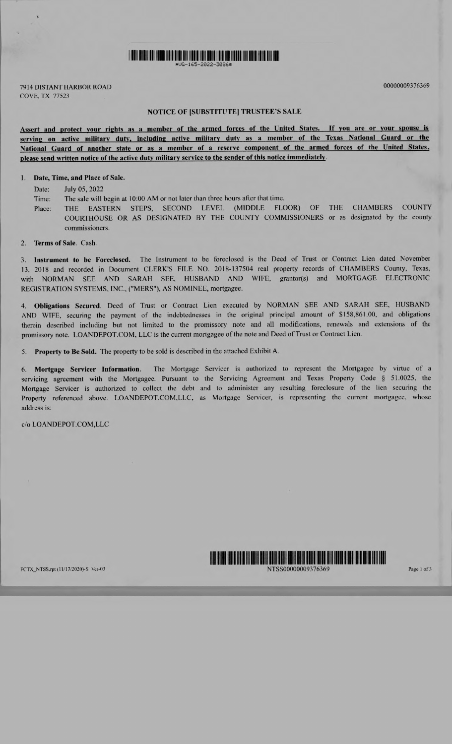\*UG-165-2022-3086\*

7914 DISTANT HARBOR ROAD
COVE, TX 77523

00000009376369

# NOTICE OF [SUBSTITUTE] TRUSTEE'S SALE

**Assert and protect your rights as a member of the armed forces of the United States. If you are or your spouse is serving on active military duty, including active military duty as a member of the Texas National Guard or the National Guard of another state or as a member of a reserve component of the armed forces of the United States, please send written notice of the active duty military service to the sender of this notice immediately.**

1. **Date, Time, and Place of Sale.**

   Date: July 05, 2022

   Time: The sale will begin at 10:00 AM or not later than three hours after that time.

   Place: THE EASTERN STEPS, SECOND LEVEL (MIDDLE FLOOR) OF THE CHAMBERS COUNTY COURTHOUSE OR AS DESIGNATED BY THE COUNTY COMMISSIONERS or as designated by the county commissioners.

2. **Terms of Sale**. Cash.

3. **Instrument to be Foreclosed.** The Instrument to be foreclosed is the Deed of Trust or Contract Lien dated November 13, 2018 and recorded in Document CLERK'S FILE NO. 2018-137504 real property records of CHAMBERS County, Texas, with NORMAN SEE AND SARAH SEE, HUSBAND AND WIFE, grantor(s) and MORTGAGE ELECTRONIC REGISTRATION SYSTEMS, INC., ("MERS"), AS NOMINEE, mortgagee.

4. **Obligations Secured**. Deed of Trust or Contract Lien executed by NORMAN SEE AND SARAH SEE, HUSBAND AND WIFE, securing the payment of the indebtednesses in the original principal amount of $158,861.00, and obligations therein described including but not limited to the promissory note and all modifications, renewals and extensions of the promissory note. LOANDEPOT.COM, LLC is the current mortgagee of the note and Deed of Trust or Contract Lien.

5. **Property to Be Sold.** The property to be sold is described in the attached Exhibit A.

6. **Mortgage Servicer Information**. The Mortgage Servicer is authorized to represent the Mortgagee by virtue of a servicing agreement with the Mortgagee. Pursuant to the Servicing Agreement and Texas Property Code § 51.0025, the Mortgage Servicer is authorized to collect the debt and to administer any resulting foreclosure of the lien securing the Property referenced above. LOANDEPOT.COM,LLC, as Mortgage Servicer, is representing the current mortgagee, whose address is:

c/o LOANDEPOT.COM,LLC

FCTX_NTSS.rpt (11/17/2020)-S Ver-03

NTSS00000009376369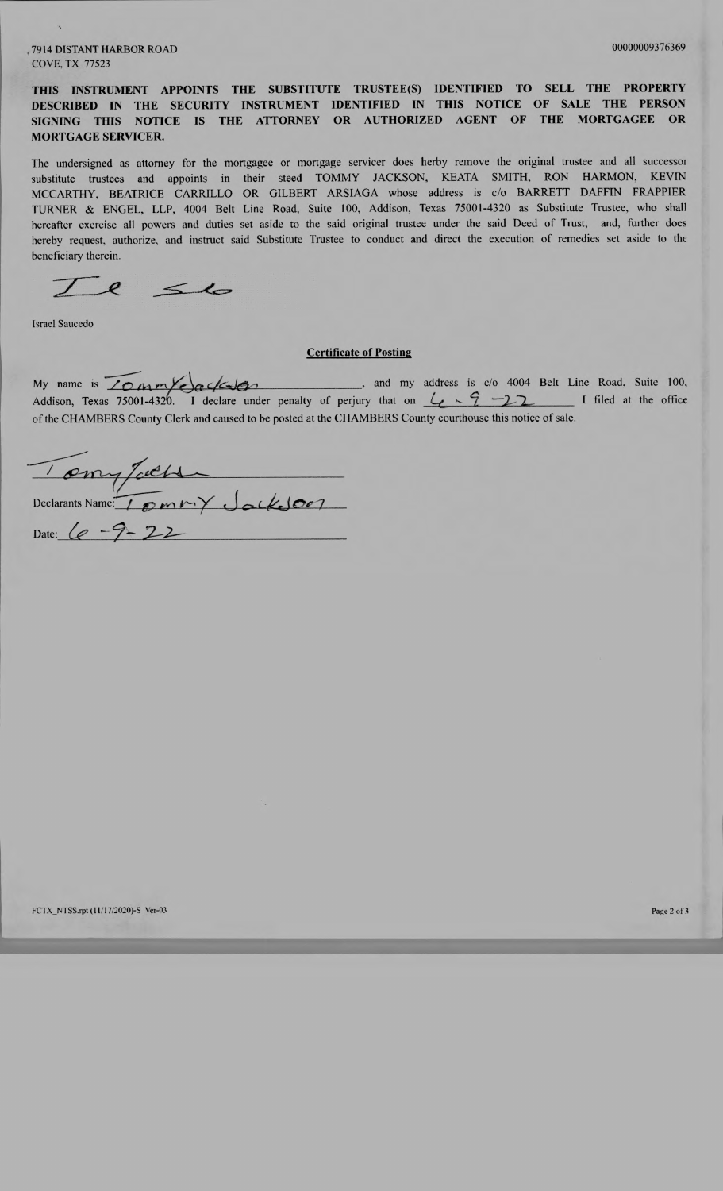7914 DISTANT HARBOR ROAD
COVE, TX 77523

00000009376369

**THIS INSTRUMENT APPOINTS THE SUBSTITUTE TRUSTEE(S) IDENTIFIED TO SELL THE PROPERTY DESCRIBED IN THE SECURITY INSTRUMENT IDENTIFIED IN THIS NOTICE OF SALE THE PERSON SIGNING THIS NOTICE IS THE ATTORNEY OR AUTHORIZED AGENT OF THE MORTGAGEE OR MORTGAGE SERVICER.**

The undersigned as attorney for the mortgagee or mortgage servicer does herby remove the original trustee and all successor substitute trustees and appoints in their steed TOMMY JACKSON, KEATA SMITH, RON HARMON, KEVIN MCCARTHY, BEATRICE CARRILLO OR GILBERT ARSIAGA whose address is c/o BARRETT DAFFIN FRAPPIER TURNER & ENGEL, LLP, 4004 Belt Line Road, Suite 100, Addison, Texas 75001-4320 as Substitute Trustee, who shall hereafter exercise all powers and duties set aside to the said original trustee under the said Deed of Trust; and, further does hereby request, authorize, and instruct said Substitute Trustee to conduct and direct the execution of remedies set aside to the beneficiary therein.

Israel Saucedo

**Certificate of Posting**

My name is Tommy Jackson, and my address is c/o 4004 Belt Line Road, Suite 100, Addison, Texas 75001-4320. I declare under penalty of perjury that on 6-9-22 I filed at the office of the CHAMBERS County Clerk and caused to be posted at the CHAMBERS County courthouse this notice of sale.

Declarants Name: Tommy Jackson

Date: 6-9-22

FCTX_NTSS.rpt (11/17/2020)-S Ver-03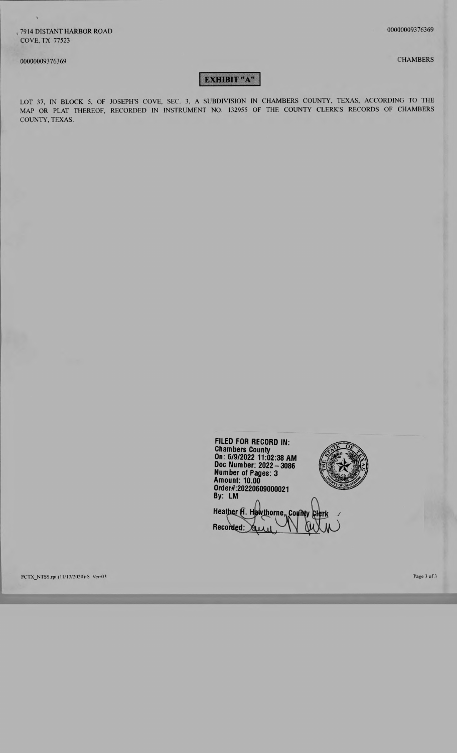, 7914 DISTANT HARBOR ROAD
COVE, TX 77523

00000009376369

00000009376369

CHAMBERS

# EXHIBIT "A"

LOT 37, IN BLOCK 5, OF JOSEPH'S COVE, SEC. 3, A SUBDIVISION IN CHAMBERS COUNTY, TEXAS, ACCORDING TO THE MAP OR PLAT THEREOF, RECORDED IN INSTRUMENT NO. 132955 OF THE COUNTY CLERK'S RECORDS OF CHAMBERS COUNTY, TEXAS.

**FILED FOR RECORD IN:**
**Chambers County**
**On: 6/9/2022 11:02:38 AM**
**Doc Number: 2022 – 3086**
**Number of Pages: 3**
**Amount: 10.00**
**Order#:20220609000021**
**By: LM**

**Heather H. Hawthorne, County Clerk**
**Recorded:**

FCTX_NTSS.rpt (11/17/2020)-S Ver-03